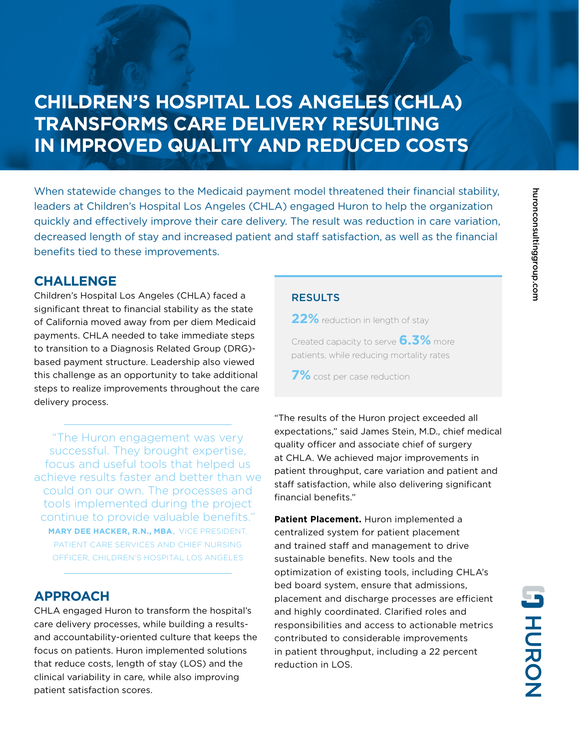# CHILDREN'S HOSPITAL LOS ANGELES (CHLA) TRANSFORMS CARE DELIVERY RESULTING IN IMPROVED QUALITY AND REDUCED COSTS

When statewide changes to the Medicaid payment model threatened their financial stability, leaders at Children's Hospital Los Angeles (CHLA) engaged Huron to help the organization quickly and effectively improve their care delivery. The result was reduction in care variation, decreased length of stay and increased patient and staff satisfaction, as well as the financial benefits tied to these improvements.

## CHALLENGE

Children's Hospital Los Angeles (CHLA) faced a significant threat to financial stability as the state of California moved away from per diem Medicaid payments. CHLA needed to take immediate steps to transition to a Diagnosis Related Group (DRG)-based payment structure. Leadership also viewed this challenge as an opportunity to take additional steps to realize improvements throughout the care delivery process.

> "The Huron engagement was very successful. They brought expertise, focus and useful tools that helped us achieve results faster and better than we could on our own. The processes and tools implemented during the project continue to provide valuable benefits."
>
> **MARY DEE HACKER, R.N., MBA**, VICE PRESIDENT, PATIENT CARE SERVICES AND CHIEF NURSING OFFICER, CHILDREN'S HOSPITAL LOS ANGELES

## APPROACH

CHLA engaged Huron to transform the hospital's care delivery processes, while building a results- and accountability-oriented culture that keeps the focus on patients. Huron implemented solutions that reduce costs, length of stay (LOS) and the clinical variability in care, while also improving patient satisfaction scores.

### RESULTS

**22%** reduction in length of stay

Created capacity to serve **6.3%** more patients, while reducing mortality rates

**7%** cost per case reduction

"The results of the Huron project exceeded all expectations," said James Stein, M.D., chief medical quality officer and associate chief of surgery at CHLA. We achieved major improvements in patient throughput, care variation and patient and staff satisfaction, while also delivering significant financial benefits."

**Patient Placement.** Huron implemented a centralized system for patient placement and trained staff and management to drive sustainable benefits. New tools and the optimization of existing tools, including CHLA's bed board system, ensure that admissions, placement and discharge processes are efficient and highly coordinated. Clarified roles and responsibilities and access to actionable metrics contributed to considerable improvements in patient throughput, including a 22 percent reduction in LOS.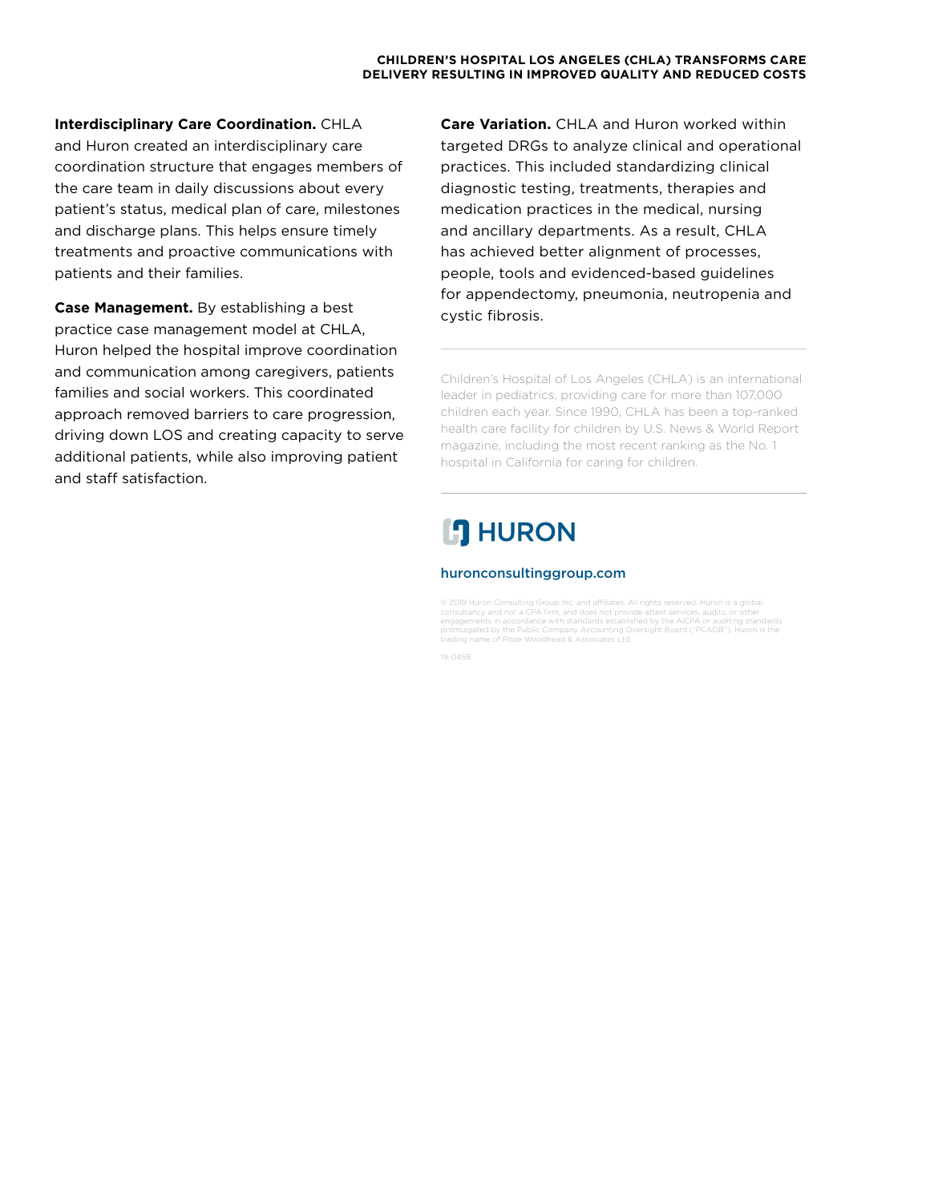**Interdisciplinary Care Coordination.** CHLA and Huron created an interdisciplinary care coordination structure that engages members of the care team in daily discussions about every patient's status, medical plan of care, milestones and discharge plans. This helps ensure timely treatments and proactive communications with patients and their families.

**Case Management.** By establishing a best practice case management model at CHLA, Huron helped the hospital improve coordination and communication among caregivers, patients families and social workers. This coordinated approach removed barriers to care progression, driving down LOS and creating capacity to serve additional patients, while also improving patient and staff satisfaction.

**Care Variation.** CHLA and Huron worked within targeted DRGs to analyze clinical and operational practices. This included standardizing clinical diagnostic testing, treatments, therapies and medication practices in the medical, nursing and ancillary departments. As a result, CHLA has achieved better alignment of processes, people, tools and evidenced-based guidelines for appendectomy, pneumonia, neutropenia and cystic fibrosis.

---

Children's Hospital of Los Angeles (CHLA) is an international leader in pediatrics, providing care for more than 107,000 children each year. Since 1990, CHLA has been a top-ranked health care facility for children by U.S. News & World Report magazine, including the most recent ranking as the No. 1 hospital in California for caring for children.

---

HURON

huronconsultinggroup.com

© 2019 Huron Consulting Group Inc. and affiliates. All rights reserved. Huron is a global consultancy and not a CPA firm, and does not provide attest services, audits, or other engagements in accordance with standards established by the AICPA or auditing standards promulgated by the Public Company Accounting Oversight Board ("PCAOB"). Huron is the trading name of Pope Woodhead & Associates Ltd.

19-0458